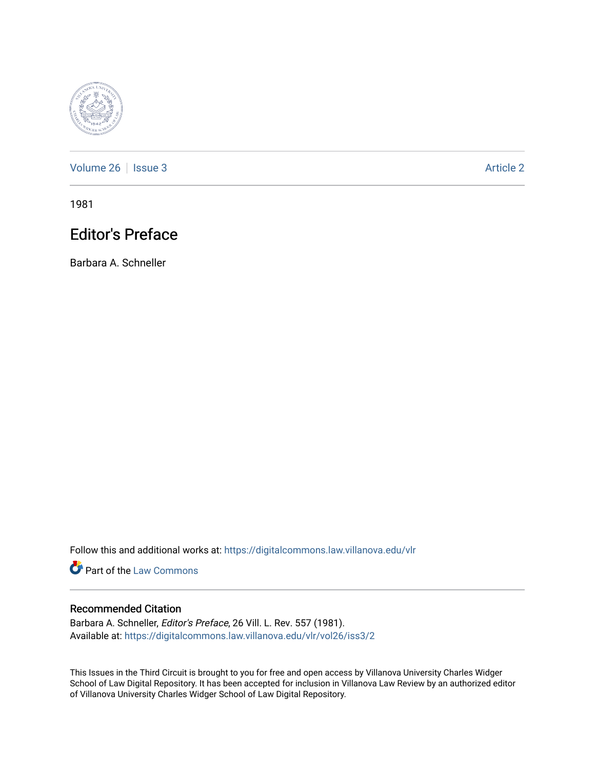Volume 26 | Issue 3 | Article 2

1981

# Editor's Preface

Barbara A. Schneller

Follow this and additional works at: https://digitalcommons.law.villanova.edu/vlr

Part of the Law Commons

## Recommended Citation

Barbara A. Schneller, *Editor's Preface*, 26 Vill. L. Rev. 557 (1981).
Available at: https://digitalcommons.law.villanova.edu/vlr/vol26/iss3/2

This Issues in the Third Circuit is brought to you for free and open access by Villanova University Charles Widger School of Law Digital Repository. It has been accepted for inclusion in Villanova Law Review by an authorized editor of Villanova University Charles Widger School of Law Digital Repository.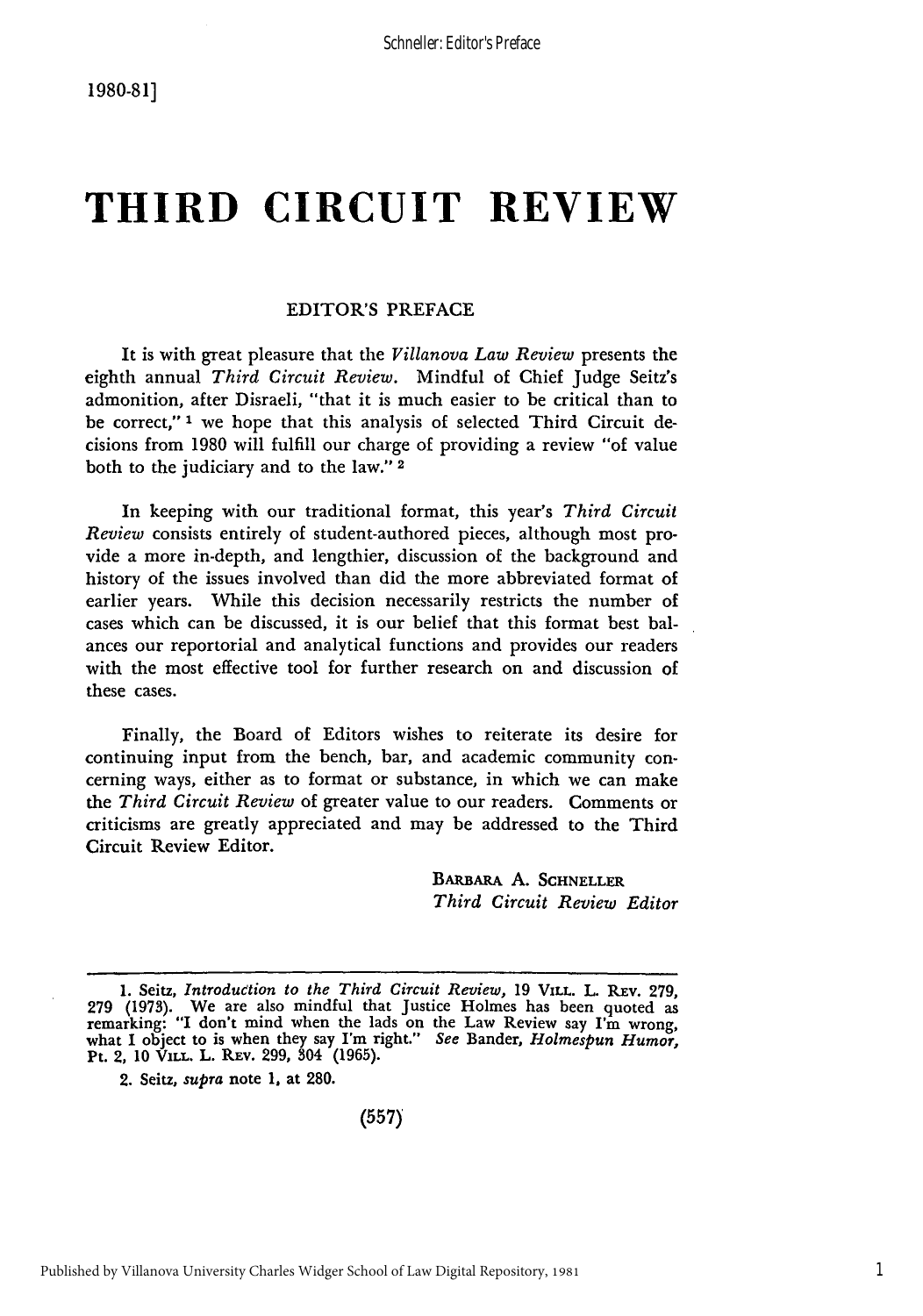# THIRD CIRCUIT REVIEW

## EDITOR'S PREFACE

It is with great pleasure that the *Villanova Law Review* presents the eighth annual *Third Circuit Review*. Mindful of Chief Judge Seitz's admonition, after Disraeli, "that it is much easier to be critical than to be correct,"[1] we hope that this analysis of selected Third Circuit decisions from 1980 will fulfill our charge of providing a review "of value both to the judiciary and to the law."[2]

In keeping with our traditional format, this year's *Third Circuit Review* consists entirely of student-authored pieces, although most provide a more in-depth, and lengthier, discussion of the background and history of the issues involved than did the more abbreviated format of earlier years. While this decision necessarily restricts the number of cases which can be discussed, it is our belief that this format best balances our reportorial and analytical functions and provides our readers with the most effective tool for further research on and discussion of these cases.

Finally, the Board of Editors wishes to reiterate its desire for continuing input from the bench, bar, and academic community concerning ways, either as to format or substance, in which we can make the *Third Circuit Review* of greater value to our readers. Comments or criticisms are greatly appreciated and may be addressed to the Third Circuit Review Editor.

BARBARA A. SCHNELLER
*Third Circuit Review Editor*

---

1. Seitz, *Introduction to the Third Circuit Review*, 19 VILL. L. REV. 279, 279 (1973). We are also mindful that Justice Holmes has been quoted as remarking: "I don't mind when the lads on the Law Review say I'm wrong, what I object to is when they say I'm right." *See* Bander, *Holmespun Humor*, Pt. 2, 10 VILL. L. REV. 299, 304 (1965).

2. Seitz, *supra* note 1, at 280.